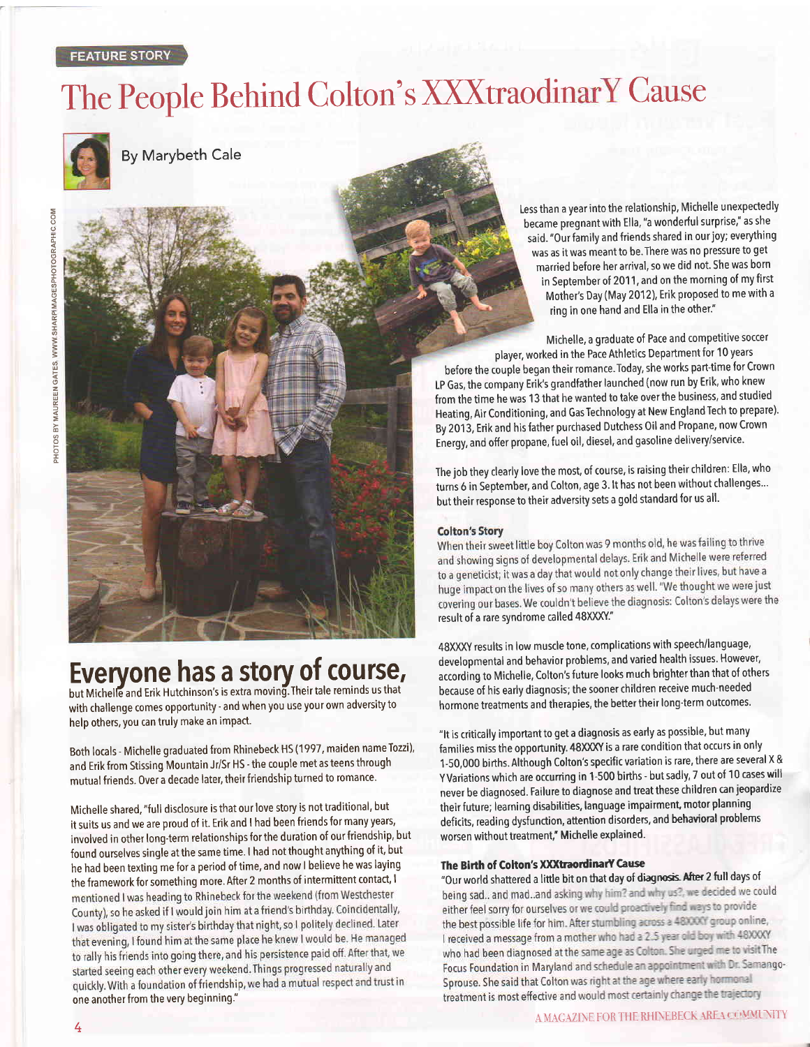FEATURE STORY

# The People Behind Colton's XXXtraodinarY Cause

By Marybeth Cale

PHOTOS BY MAUREEN GATES, WWW.SHARPIMAGESPHOTOGRAPHIC.COM

## Everyone has a story of course,

but Michelle and Erik Hutchinson's is extra moving. Their tale reminds us that with challenge comes opportunity - and when you use your own adversity to help others, you can truly make an impact.

Both locals - Michelle graduated from Rhinebeck HS (1997, maiden name Tozzi), and Erik from Stissing Mountain Jr/Sr HS - the couple met as teens through mutual friends. Over a decade later, their friendship turned to romance.

Michelle shared, "full disclosure is that our love story is not traditional, but it suits us and we are proud of it. Erik and I had been friends for many years, involved in other long-term relationships for the duration of our friendship, but found ourselves single at the same time. I had not thought anything of it, but he had been texting me for a period of time, and now I believe he was laying the framework for something more. After 2 months of intermittent contact, I mentioned I was heading to Rhinebeck for the weekend (from Westchester County), so he asked if I would join him at a friend's birthday. Coincidentally, I was obligated to my sister's birthday that night, so I politely declined. Later that evening, I found him at the same place he knew I would be. He managed to rally his friends into going there, and his persistence paid off. After that, we started seeing each other every weekend. Things progressed naturally and quickly. With a foundation of friendship, we had a mutual respect and trust in one another from the very beginning."

Less than a year into the relationship, Michelle unexpectedly became pregnant with Ella, "a wonderful surprise," as she said. "Our family and friends shared in our joy; everything was as it was meant to be. There was no pressure to get married before her arrival, so we did not. She was born in September of 2011, and on the morning of my first Mother's Day (May 2012), Erik proposed to me with a ring in one hand and Ella in the other."

Michelle, a graduate of Pace and competitive soccer player, worked in the Pace Athletics Department for 10 years before the couple began their romance. Today, she works part-time for Crown LP Gas, the company Erik's grandfather launched (now run by Erik, who knew from the time he was 13 that he wanted to take over the business, and studied Heating, Air Conditioning, and Gas Technology at New England Tech to prepare). By 2013, Erik and his father purchased Dutchess Oil and Propane, now Crown Energy, and offer propane, fuel oil, diesel, and gasoline delivery/service.

The job they clearly love the most, of course, is raising their children: Ella, who turns 6 in September, and Colton, age 3. It has not been without challenges... but their response to their adversity sets a gold standard for us all.

### Colton's Story

When their sweet little boy Colton was 9 months old, he was failing to thrive and showing signs of developmental delays. Erik and Michelle were referred to a geneticist; it was a day that would not only change their lives, but have a huge impact on the lives of so many others as well. "We thought we were just covering our bases. We couldn't believe the diagnosis: Colton's delays were the result of a rare syndrome called 48XXXY."

48XXXY results in low muscle tone, complications with speech/language, developmental and behavior problems, and varied health issues. However, according to Michelle, Colton's future looks much brighter than that of others because of his early diagnosis; the sooner children receive much-needed hormone treatments and therapies, the better their long-term outcomes.

"It is critically important to get a diagnosis as early as possible, but many families miss the opportunity. 48XXXY is a rare condition that occurs in only 1-50,000 births. Although Colton's specific variation is rare, there are several X & Y Variations which are occurring in 1-500 births - but sadly, 7 out of 10 cases will never be diagnosed. Failure to diagnose and treat these children can jeopardize their future; learning disabilities, language impairment, motor planning deficits, reading dysfunction, attention disorders, and behavioral problems worsen without treatment," Michelle explained.

### The Birth of Colton's XXXtraordinarY Cause

"Our world shattered a little bit on that day of diagnosis. After 2 full days of being sad.. and mad..and asking why him? and why us?, we decided we could either feel sorry for ourselves or we could proactively find ways to provide the best possible life for him. After stumbling across a 48XXXY group online, I received a message from a mother who had a 2.5 year old boy with 48XXXY who had been diagnosed at the same age as Colton. She urged me to visit The Focus Foundation in Maryland and schedule an appointment with Dr. Samango-Sprouse. She said that Colton was right at the age where early hormonal treatment is most effective and would most certainly change the trajectory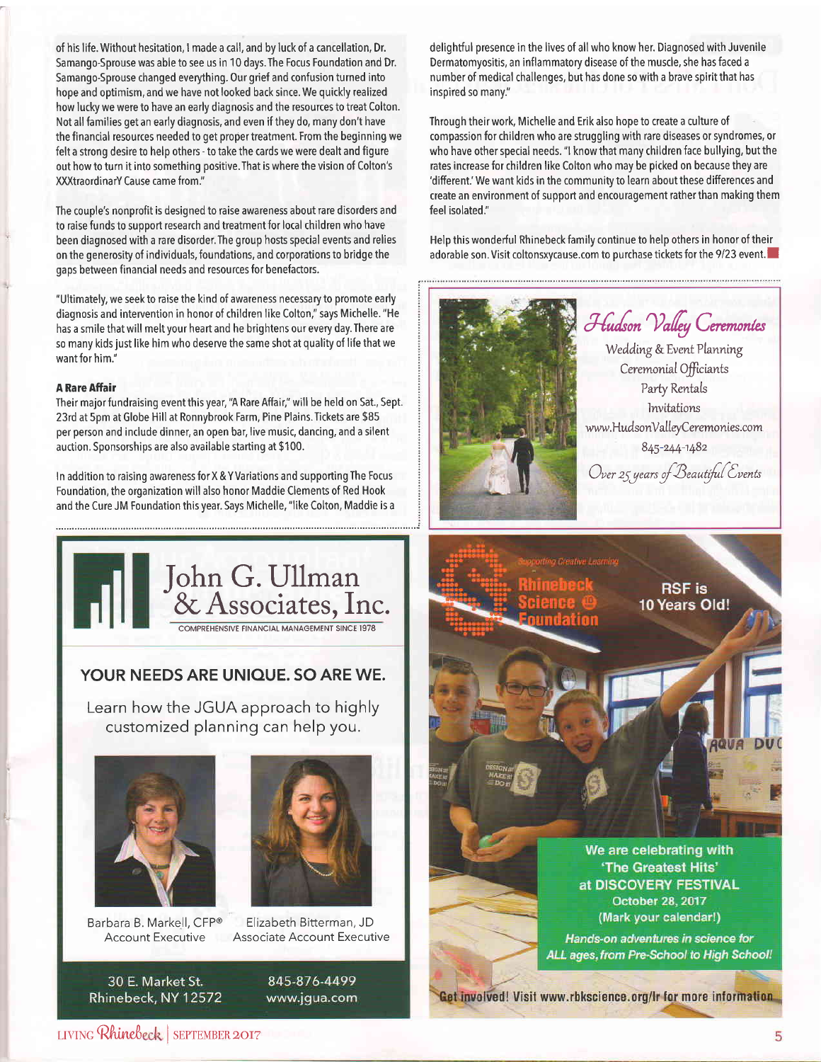of his life. Without hesitation, I made a call, and by luck of a cancellation, Dr. Samango-Sprouse was able to see us in 10 days. The Focus Foundation and Dr. Samango-Sprouse changed everything. Our grief and confusion turned into hope and optimism, and we have not looked back since. We quickly realized how lucky we were to have an early diagnosis and the resources to treat Colton. Not all families get an early diagnosis, and even if they do, many don't have the financial resources needed to get proper treatment. From the beginning we felt a strong desire to help others - to take the cards we were dealt and figure out how to turn it into something positive. That is where the vision of Colton's XXXtraordinarY Cause came from."

The couple's nonprofit is designed to raise awareness about rare disorders and to raise funds to support research and treatment for local children who have been diagnosed with a rare disorder. The group hosts special events and relies on the generosity of individuals, foundations, and corporations to bridge the gaps between financial needs and resources for benefactors.

"Ultimately, we seek to raise the kind of awareness necessary to promote early diagnosis and intervention in honor of children like Colton," says Michelle. "He has a smile that will melt your heart and he brightens our every day. There are so many kids just like him who deserve the same shot at quality of life that we want for him."

### A Rare Affair

Their major fundraising event this year, "A Rare Affair," will be held on Sat., Sept. 23rd at 5pm at Globe Hill at Ronnybrook Farm, Pine Plains. Tickets are $85 per person and include dinner, an open bar, live music, dancing, and a silent auction. Sponsorships are also available starting at $100.

In addition to raising awareness for X & Y Variations and supporting The Focus Foundation, the organization will also honor Maddie Clements of Red Hook and the Cure JM Foundation this year. Says Michelle, "like Colton, Maddie is a delightful presence in the lives of all who know her. Diagnosed with Juvenile Dermatomyositis, an inflammatory disease of the muscle, she has faced a number of medical challenges, but has done so with a brave spirit that has inspired so many."

Through their work, Michelle and Erik also hope to create a culture of compassion for children who are struggling with rare diseases or syndromes, or who have other special needs. "I know that many children face bullying, but the rates increase for children like Colton who may be picked on because they are 'different.' We want kids in the community to learn about these differences and create an environment of support and encouragement rather than making them feel isolated."

Help this wonderful Rhinebeck family continue to help others in honor of their adorable son. Visit coltonsxycause.com to purchase tickets for the 9/23 event.

---

*Hudson Valley Ceremonies*

Wedding & Event Planning
Ceremonial Officiants
Party Rentals
Invitations
www.HudsonValleyCeremonies.com
845-244-1482

*Over 25 years of Beautiful Events*

---

**John G. Ullman & Associates, Inc.**
COMPREHENSIVE FINANCIAL MANAGEMENT SINCE 1978

**YOUR NEEDS ARE UNIQUE. SO ARE WE.**

Learn how the JGUA approach to highly customized planning can help you.

Barbara B. Markell, CFP®
Account Executive

Elizabeth Bitterman, JD
Associate Account Executive

30 E. Market St.
Rhinebeck, NY 12572

845-876-4499
www.jgua.com

---

Supporting Creative Learning
**Rhinebeck Science Foundation**

**RSF is 10 Years Old!**

**We are celebrating with 'The Greatest Hits' at DISCOVERY FESTIVAL**
**October 28, 2017**
**(Mark your calendar!)**

***Hands-on adventures in science for ALL ages, from Pre-School to High School!***

**Get involved! Visit www.rbkscience.org/lr for more information**